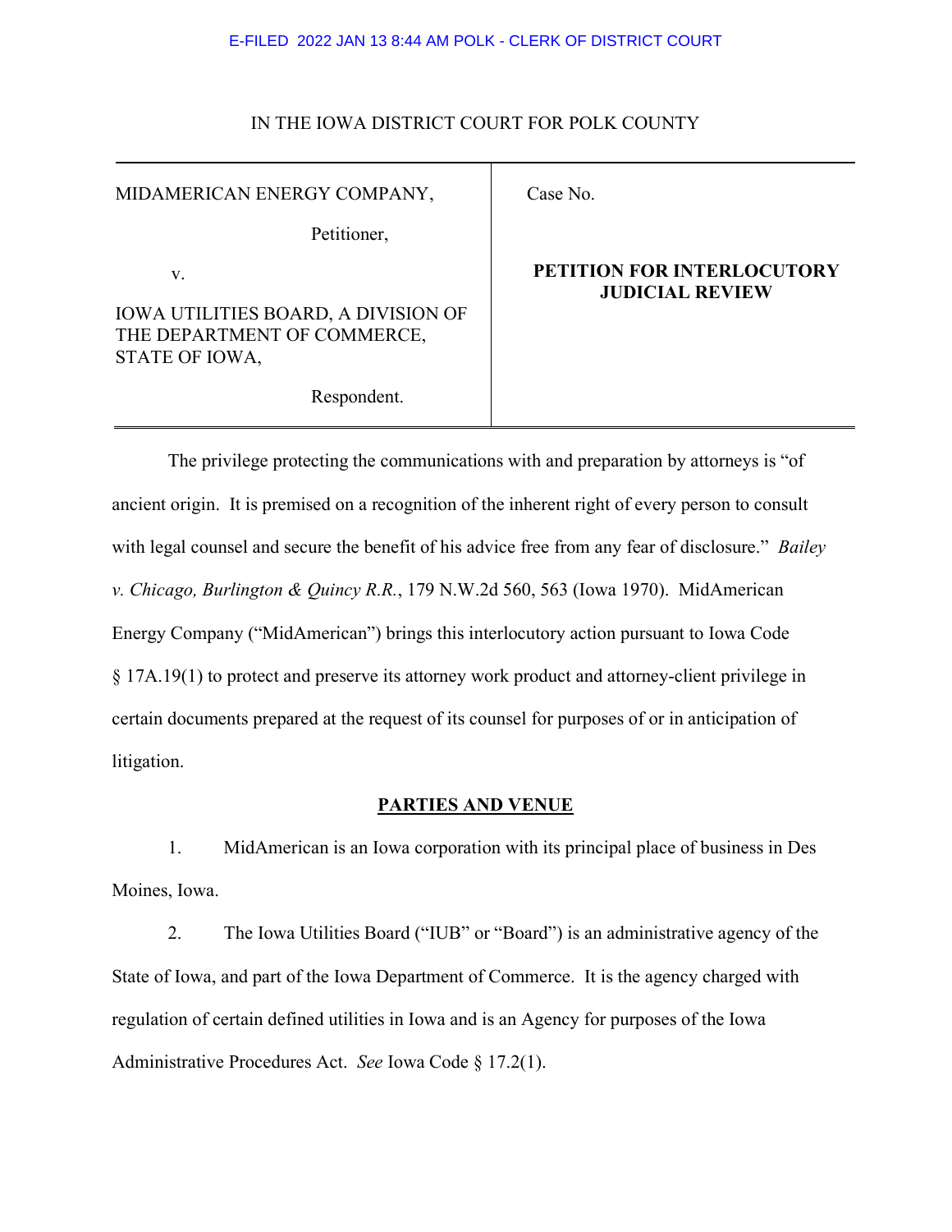E-FILED 2022 JAN 13 8:44 AM POLK - CLERK OF DISTRICT COURT

IN THE IOWA DISTRICT COURT FOR POLK COUNTY

| | |
|---|---|
| MIDAMERICAN ENERGY COMPANY,<br><br>Petitioner,<br><br>v.<br><br>IOWA UTILITIES BOARD, A DIVISION OF THE DEPARTMENT OF COMMERCE, STATE OF IOWA,<br><br>Respondent. | Case No.<br><br>**PETITION FOR INTERLOCUTORY JUDICIAL REVIEW** |

The privilege protecting the communications with and preparation by attorneys is "of ancient origin. It is premised on a recognition of the inherent right of every person to consult with legal counsel and secure the benefit of his advice free from any fear of disclosure." *Bailey v. Chicago, Burlington & Quincy R.R.*, 179 N.W.2d 560, 563 (Iowa 1970). MidAmerican Energy Company ("MidAmerican") brings this interlocutory action pursuant to Iowa Code § 17A.19(1) to protect and preserve its attorney work product and attorney-client privilege in certain documents prepared at the request of its counsel for purposes of or in anticipation of litigation.

## PARTIES AND VENUE

1. MidAmerican is an Iowa corporation with its principal place of business in Des Moines, Iowa.

2. The Iowa Utilities Board ("IUB" or "Board") is an administrative agency of the State of Iowa, and part of the Iowa Department of Commerce. It is the agency charged with regulation of certain defined utilities in Iowa and is an Agency for purposes of the Iowa Administrative Procedures Act. *See* Iowa Code § 17.2(1).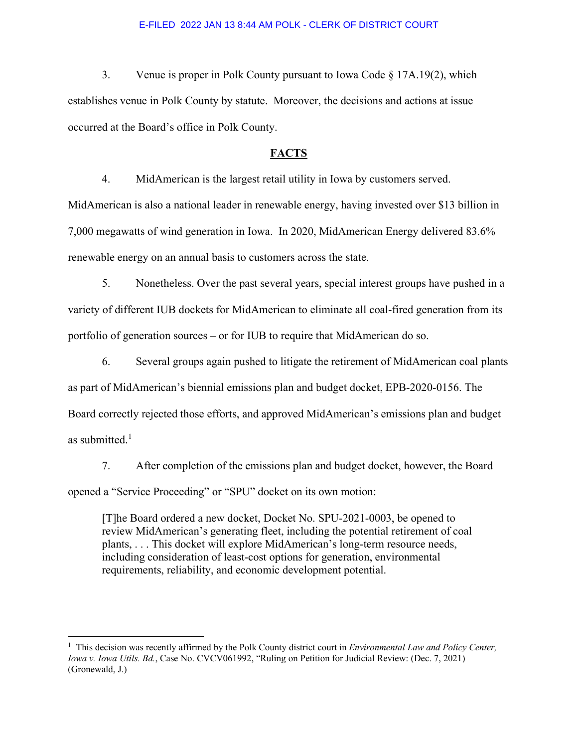3. Venue is proper in Polk County pursuant to Iowa Code § 17A.19(2), which establishes venue in Polk County by statute. Moreover, the decisions and actions at issue occurred at the Board's office in Polk County.

## FACTS

4. MidAmerican is the largest retail utility in Iowa by customers served. MidAmerican is also a national leader in renewable energy, having invested over $13 billion in 7,000 megawatts of wind generation in Iowa. In 2020, MidAmerican Energy delivered 83.6% renewable energy on an annual basis to customers across the state.

5. Nonetheless. Over the past several years, special interest groups have pushed in a variety of different IUB dockets for MidAmerican to eliminate all coal-fired generation from its portfolio of generation sources – or for IUB to require that MidAmerican do so.

6. Several groups again pushed to litigate the retirement of MidAmerican coal plants as part of MidAmerican's biennial emissions plan and budget docket, EPB-2020-0156. The Board correctly rejected those efforts, and approved MidAmerican's emissions plan and budget as submitted.[1]

7. After completion of the emissions plan and budget docket, however, the Board opened a "Service Proceeding" or "SPU" docket on its own motion:

> [T]he Board ordered a new docket, Docket No. SPU-2021-0003, be opened to review MidAmerican's generating fleet, including the potential retirement of coal plants, . . . This docket will explore MidAmerican's long-term resource needs, including consideration of least-cost options for generation, environmental requirements, reliability, and economic development potential.

---

[1] This decision was recently affirmed by the Polk County district court in *Environmental Law and Policy Center, Iowa v. Iowa Utils. Bd.*, Case No. CVCV061992, "Ruling on Petition for Judicial Review: (Dec. 7, 2021) (Gronewald, J.)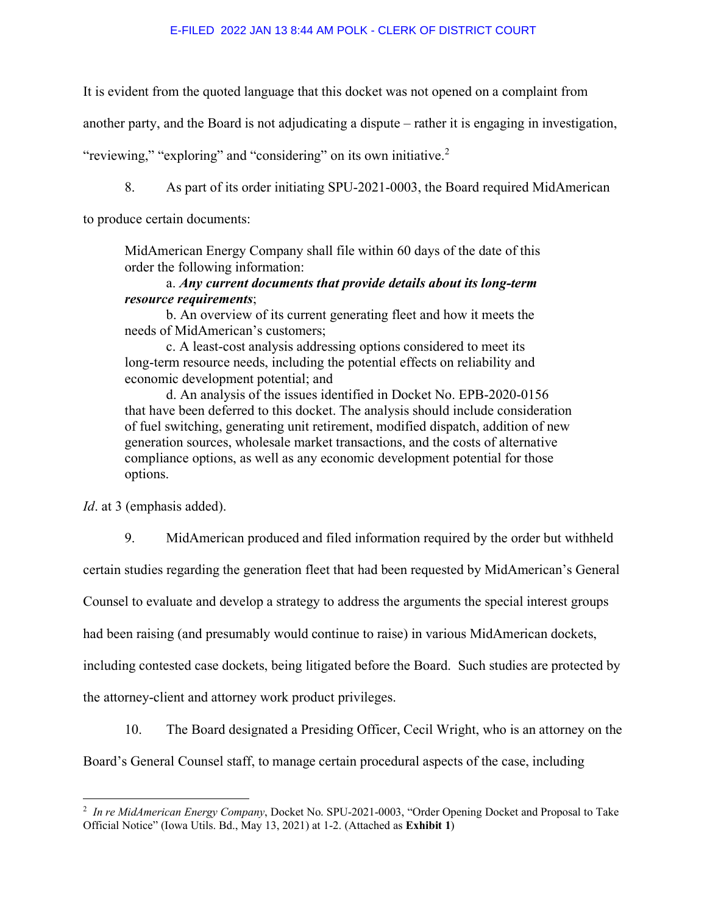It is evident from the quoted language that this docket was not opened on a complaint from another party, and the Board is not adjudicating a dispute – rather it is engaging in investigation, "reviewing," "exploring" and "considering" on its own initiative.[2]

8. As part of its order initiating SPU-2021-0003, the Board required MidAmerican to produce certain documents:

> MidAmerican Energy Company shall file within 60 days of the date of this order the following information:
>
> a. ***Any current documents that provide details about its long-term resource requirements***;
>
> b. An overview of its current generating fleet and how it meets the needs of MidAmerican's customers;
>
> c. A least-cost analysis addressing options considered to meet its long-term resource needs, including the potential effects on reliability and economic development potential; and
>
> d. An analysis of the issues identified in Docket No. EPB-2020-0156 that have been deferred to this docket. The analysis should include consideration of fuel switching, generating unit retirement, modified dispatch, addition of new generation sources, wholesale market transactions, and the costs of alternative compliance options, as well as any economic development potential for those options.

*Id*. at 3 (emphasis added).

9. MidAmerican produced and filed information required by the order but withheld certain studies regarding the generation fleet that had been requested by MidAmerican's General Counsel to evaluate and develop a strategy to address the arguments the special interest groups had been raising (and presumably would continue to raise) in various MidAmerican dockets, including contested case dockets, being litigated before the Board. Such studies are protected by the attorney-client and attorney work product privileges.

10. The Board designated a Presiding Officer, Cecil Wright, who is an attorney on the Board's General Counsel staff, to manage certain procedural aspects of the case, including

---

[2] *In re MidAmerican Energy Company*, Docket No. SPU-2021-0003, "Order Opening Docket and Proposal to Take Official Notice" (Iowa Utils. Bd., May 13, 2021) at 1-2. (Attached as **Exhibit 1**)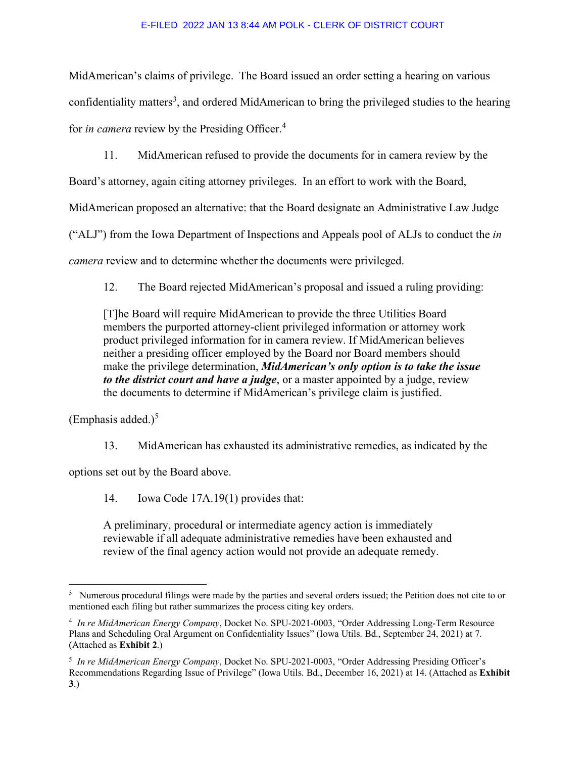MidAmerican's claims of privilege. The Board issued an order setting a hearing on various confidentiality matters[3], and ordered MidAmerican to bring the privileged studies to the hearing for *in camera* review by the Presiding Officer.[4]

11. MidAmerican refused to provide the documents for in camera review by the Board's attorney, again citing attorney privileges. In an effort to work with the Board, MidAmerican proposed an alternative: that the Board designate an Administrative Law Judge ("ALJ") from the Iowa Department of Inspections and Appeals pool of ALJs to conduct the *in camera* review and to determine whether the documents were privileged.

12. The Board rejected MidAmerican's proposal and issued a ruling providing:

> [T]he Board will require MidAmerican to provide the three Utilities Board members the purported attorney-client privileged information or attorney work product privileged information for in camera review. If MidAmerican believes neither a presiding officer employed by the Board nor Board members should make the privilege determination, ***MidAmerican's only option is to take the issue to the district court and have a judge***, or a master appointed by a judge, review the documents to determine if MidAmerican's privilege claim is justified.

(Emphasis added.)[5]

13. MidAmerican has exhausted its administrative remedies, as indicated by the options set out by the Board above.

14. Iowa Code 17A.19(1) provides that:

> A preliminary, procedural or intermediate agency action is immediately reviewable if all adequate administrative remedies have been exhausted and review of the final agency action would not provide an adequate remedy.

---

[3] Numerous procedural filings were made by the parties and several orders issued; the Petition does not cite to or mentioned each filing but rather summarizes the process citing key orders.

[4] *In re MidAmerican Energy Company*, Docket No. SPU-2021-0003, "Order Addressing Long-Term Resource Plans and Scheduling Oral Argument on Confidentiality Issues" (Iowa Utils. Bd., September 24, 2021) at 7. (Attached as **Exhibit 2**.)

[5] *In re MidAmerican Energy Company*, Docket No. SPU-2021-0003, "Order Addressing Presiding Officer's Recommendations Regarding Issue of Privilege" (Iowa Utils. Bd., December 16, 2021) at 14. (Attached as **Exhibit 3**.)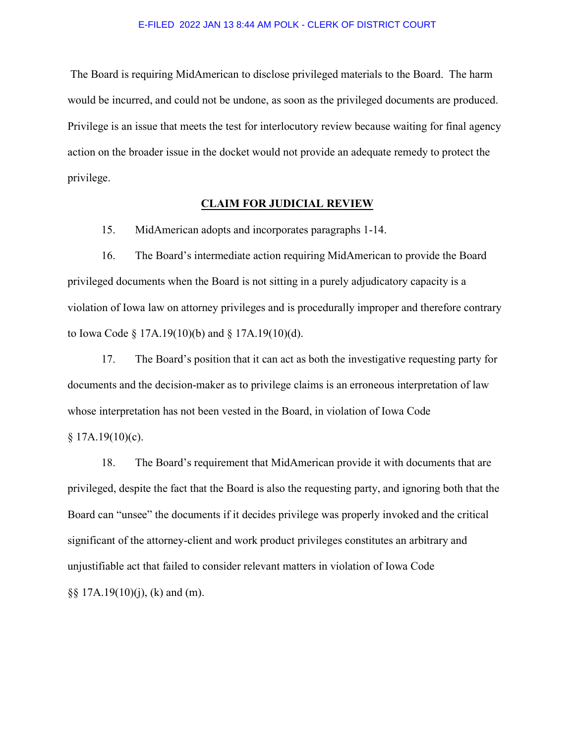The Board is requiring MidAmerican to disclose privileged materials to the Board. The harm would be incurred, and could not be undone, as soon as the privileged documents are produced. Privilege is an issue that meets the test for interlocutory review because waiting for final agency action on the broader issue in the docket would not provide an adequate remedy to protect the privilege.

## CLAIM FOR JUDICIAL REVIEW

15. MidAmerican adopts and incorporates paragraphs 1-14.

16. The Board's intermediate action requiring MidAmerican to provide the Board privileged documents when the Board is not sitting in a purely adjudicatory capacity is a violation of Iowa law on attorney privileges and is procedurally improper and therefore contrary to Iowa Code § 17A.19(10)(b) and § 17A.19(10)(d).

17. The Board's position that it can act as both the investigative requesting party for documents and the decision-maker as to privilege claims is an erroneous interpretation of law whose interpretation has not been vested in the Board, in violation of Iowa Code § 17A.19(10)(c).

18. The Board's requirement that MidAmerican provide it with documents that are privileged, despite the fact that the Board is also the requesting party, and ignoring both that the Board can "unsee" the documents if it decides privilege was properly invoked and the critical significant of the attorney-client and work product privileges constitutes an arbitrary and unjustifiable act that failed to consider relevant matters in violation of Iowa Code §§ 17A.19(10)(j), (k) and (m).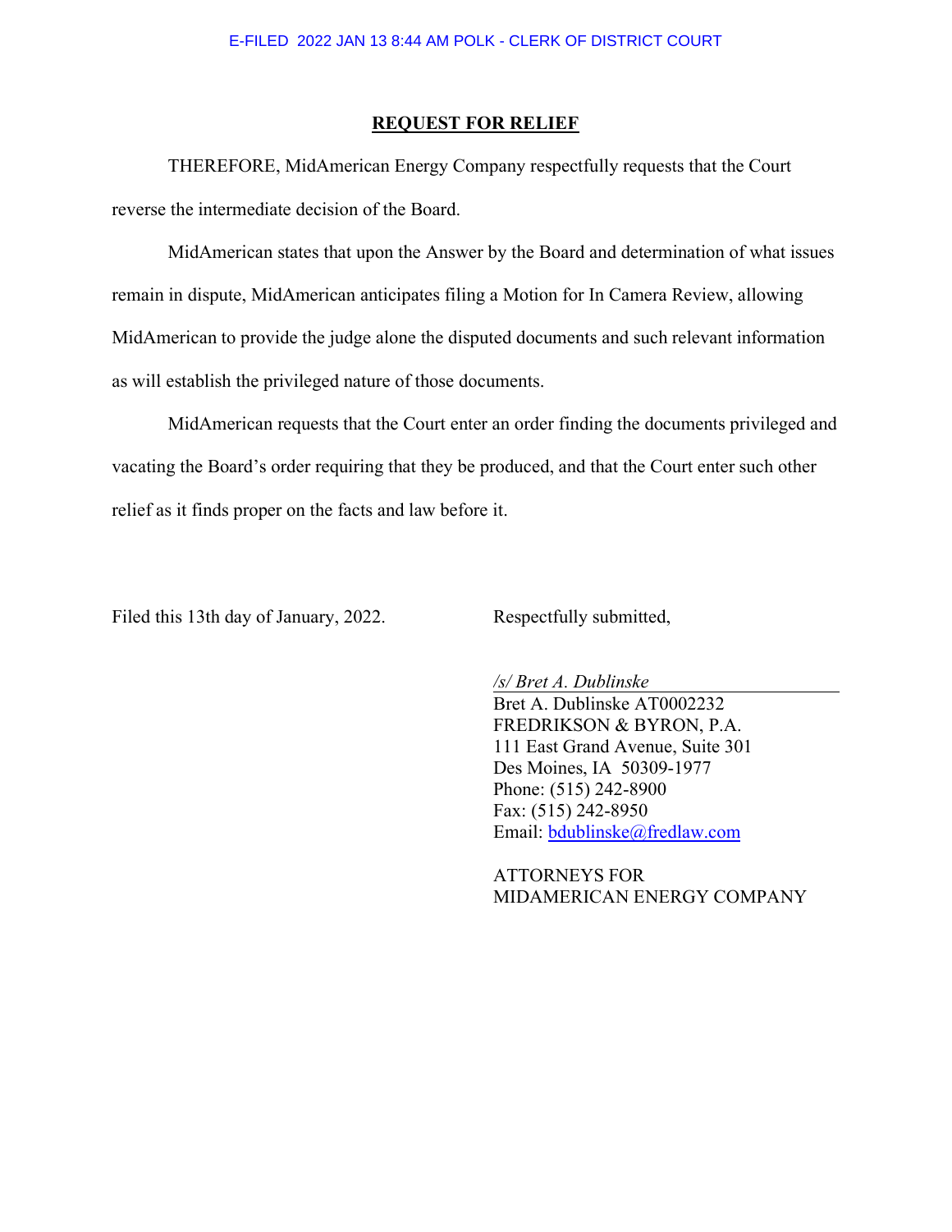## REQUEST FOR RELIEF

THEREFORE, MidAmerican Energy Company respectfully requests that the Court reverse the intermediate decision of the Board.

MidAmerican states that upon the Answer by the Board and determination of what issues remain in dispute, MidAmerican anticipates filing a Motion for In Camera Review, allowing MidAmerican to provide the judge alone the disputed documents and such relevant information as will establish the privileged nature of those documents.

MidAmerican requests that the Court enter an order finding the documents privileged and vacating the Board's order requiring that they be produced, and that the Court enter such other relief as it finds proper on the facts and law before it.

Filed this 13th day of January, 2022.

Respectfully submitted,

*/s/ Bret A. Dublinske*
Bret A. Dublinske AT0002232
FREDRIKSON & BYRON, P.A.
111 East Grand Avenue, Suite 301
Des Moines, IA 50309-1977
Phone: (515) 242-8900
Fax: (515) 242-8950
Email: bdublinske@fredlaw.com

ATTORNEYS FOR
MIDAMERICAN ENERGY COMPANY